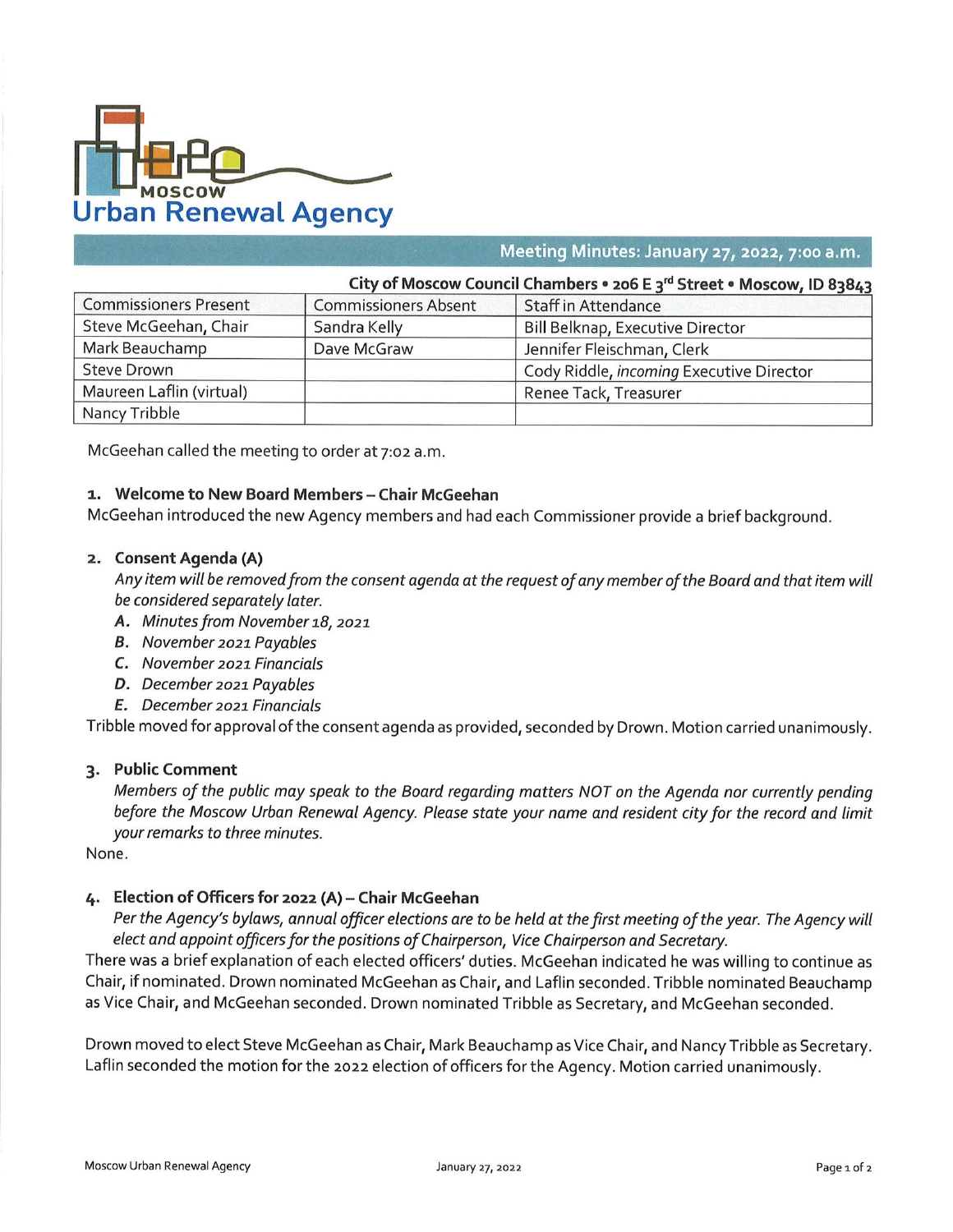# MOSCOW Urban Renewal Agency

## Meeting Minutes: January 27, 2022, 7:00 a.m.

**City of Moscow Council Chambers • 206 E 3rd Street • Moscow, ID 83843**

| Commissioners Present | Commissioners Absent | Staff in Attendance |
|---|---|---|
| Steve McGeehan, Chair | Sandra Kelly | Bill Belknap, Executive Director |
| Mark Beauchamp | Dave McGraw | Jennifer Fleischman, Clerk |
| Steve Drown | | Cody Riddle, *incoming* Executive Director |
| Maureen Laflin (virtual) | | Renee Tack, Treasurer |
| Nancy Tribble | | |

McGeehan called the meeting to order at 7:02 a.m.

### 1. Welcome to New Board Members – Chair McGeehan

McGeehan introduced the new Agency members and had each Commissioner provide a brief background.

### 2. Consent Agenda (A)

*Any item will be removed from the consent agenda at the request of any member of the Board and that item will be considered separately later.*

- **A.** *Minutes from November 18, 2021*
- **B.** *November 2021 Payables*
- **C.** *November 2021 Financials*
- **D.** *December 2021 Payables*
- **E.** *December 2021 Financials*

Tribble moved for approval of the consent agenda as provided, seconded by Drown. Motion carried unanimously.

### 3. Public Comment

*Members of the public may speak to the Board regarding matters NOT on the Agenda nor currently pending before the Moscow Urban Renewal Agency. Please state your name and resident city for the record and limit your remarks to three minutes.*

None.

### 4. Election of Officers for 2022 (A) – Chair McGeehan

*Per the Agency's bylaws, annual officer elections are to be held at the first meeting of the year. The Agency will elect and appoint officers for the positions of Chairperson, Vice Chairperson and Secretary.*

There was a brief explanation of each elected officers' duties. McGeehan indicated he was willing to continue as Chair, if nominated. Drown nominated McGeehan as Chair, and Laflin seconded. Tribble nominated Beauchamp as Vice Chair, and McGeehan seconded. Drown nominated Tribble as Secretary, and McGeehan seconded.

Drown moved to elect Steve McGeehan as Chair, Mark Beauchamp as Vice Chair, and Nancy Tribble as Secretary. Laflin seconded the motion for the 2022 election of officers for the Agency. Motion carried unanimously.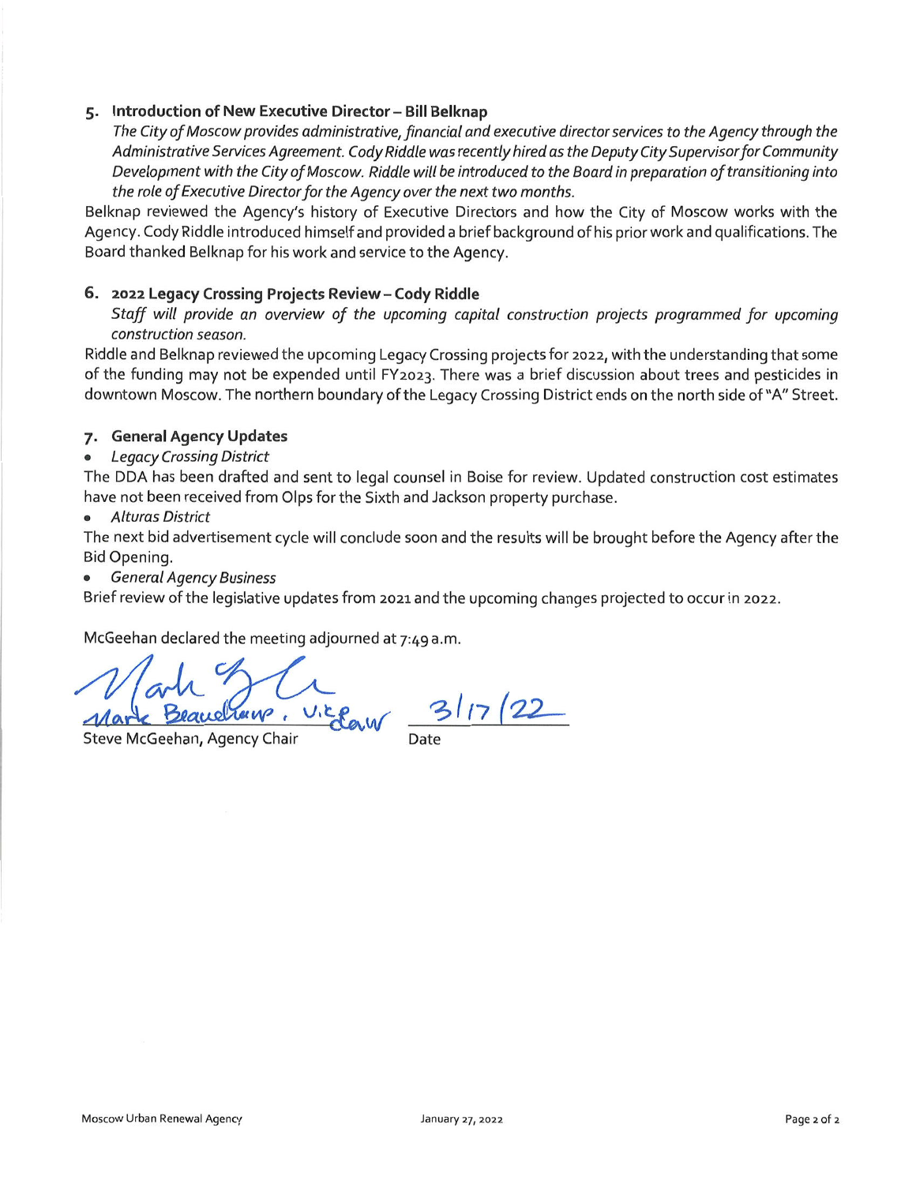5. **Introduction of New Executive Director – Bill Belknap**

   *The City of Moscow provides administrative, financial and executive director services to the Agency through the Administrative Services Agreement. Cody Riddle was recently hired as the Deputy City Supervisor for Community Development with the City of Moscow. Riddle will be introduced to the Board in preparation of transitioning into the role of Executive Director for the Agency over the next two months.*

Belknap reviewed the Agency's history of Executive Directors and how the City of Moscow works with the Agency. Cody Riddle introduced himself and provided a brief background of his prior work and qualifications. The Board thanked Belknap for his work and service to the Agency.

6. **2022 Legacy Crossing Projects Review – Cody Riddle**

   *Staff will provide an overview of the upcoming capital construction projects programmed for upcoming construction season.*

Riddle and Belknap reviewed the upcoming Legacy Crossing projects for 2022, with the understanding that some of the funding may not be expended until FY2023. There was a brief discussion about trees and pesticides in downtown Moscow. The northern boundary of the Legacy Crossing District ends on the north side of "A" Street.

7. **General Agency Updates**

- *Legacy Crossing District*

The DDA has been drafted and sent to legal counsel in Boise for review. Updated construction cost estimates have not been received from Olps for the Sixth and Jackson property purchase.

- *Alturas District*

The next bid advertisement cycle will conclude soon and the results will be brought before the Agency after the Bid Opening.

- *General Agency Business*

Brief review of the legislative updates from 2021 and the upcoming changes projected to occur in 2022.

McGeehan declared the meeting adjourned at 7:49 a.m.

Mark Beauchamp, Vice Chair    3/17/22

Steve McGeehan, Agency Chair    Date